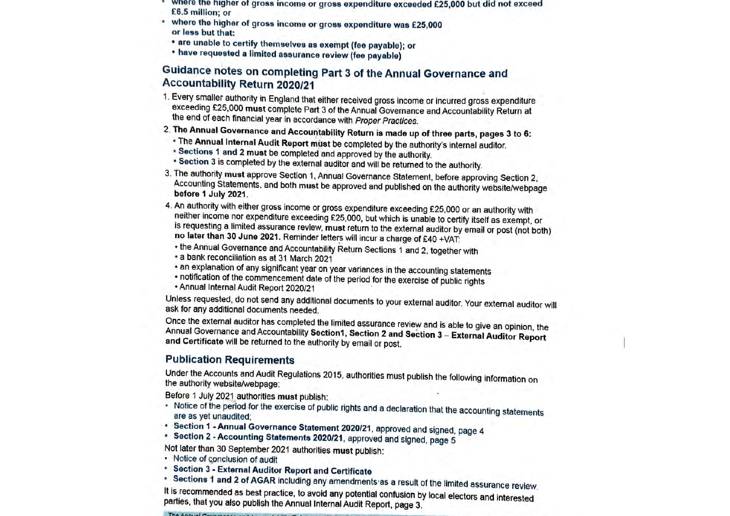- where the higher of gross income or gross expenditure exceeded £25,000 but did not exceed £6.5 million; or
- where the higher of gross income or gross expenditure was £25,000 or less but that:
  - are unable to certify themselves as exempt (fee payable); or
  - have requested a limited assurance review (fee payable)

## Guidance notes on completing Part 3 of the Annual Governance and Accountability Return 2020/21

1. Every smaller authority in England that either received gross income or incurred gross expenditure exceeding £25,000 **must** complete Part 3 of the Annual Governance and Accountability Return at the end of each financial year in accordance with *Proper Practices*.
2. **The Annual Governance and Accountability Return is made up of three parts, pages 3 to 6:**
   - The **Annual Internal Audit Report must** be completed by the authority's internal auditor.
   - **Sections 1 and 2 must** be completed and approved by the authority.
   - **Section 3** is completed by the external auditor and will be returned to the authority.
3. The authority **must** approve Section 1, Annual Governance Statement, before approving Section 2, Accounting Statements, and both **must** be approved and published on the authority website/webpage **before 1 July 2021**.
4. An authority with either gross income or gross expenditure exceeding £25,000 or an authority with neither income nor expenditure exceeding £25,000, but which is unable to certify itself as exempt, or is requesting a limited assurance review, **must** return to the external auditor by email or post (not both) **no later than 30 June 2021.** Reminder letters will incur a charge of £40 +VAT:
   - the Annual Governance and Accountability Return Sections 1 and 2, together with
   - a bank reconciliation as at 31 March 2021
   - an explanation of any significant year on year variances in the accounting statements
   - notification of the commencement date of the period for the exercise of public rights
   - Annual Internal Audit Report 2020/21

Unless requested, do not send any additional documents to your external auditor. Your external auditor will ask for any additional documents needed.

Once the external auditor has completed the limited assurance review and is able to give an opinion, the Annual Governance and Accountability **Section1, Section 2 and Section 3 – External Auditor Report and Certificate** will be returned to the authority by email or post.

## Publication Requirements

Under the Accounts and Audit Regulations 2015, authorities must publish the following information on the authority website/webpage:

Before 1 July 2021 authorities **must** publish:

- Notice of the period for the exercise of public rights and a declaration that the accounting statements are as yet unaudited;
- **Section 1 - Annual Governance Statement 2020/21**, approved and signed, page 4
- **Section 2 - Accounting Statements 2020/21**, approved and signed, page 5

Not later than 30 September 2021 authorities **must** publish:

- Notice of conclusion of audit
- **Section 3 - External Auditor Report and Certificate**
- **Sections 1 and 2 of AGAR** including any amendments as a result of the limited assurance review.

It is recommended as best practice, to avoid any potential confusion by local electors and interested parties, that you also publish the Annual Internal Audit Report, page 3.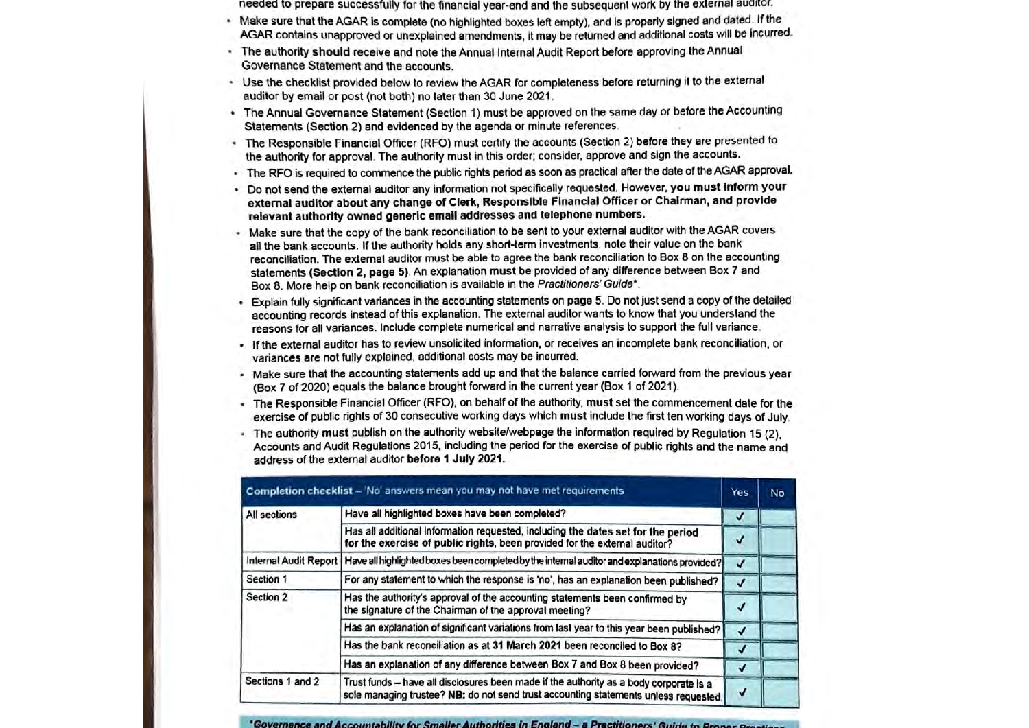needed to prepare successfully for the financial year-end and the subsequent work by the external auditor.

- Make sure that the AGAR is complete (no highlighted boxes left empty), and is properly signed and dated. If the AGAR contains unapproved or unexplained amendments, it may be returned and additional costs will be incurred.
- The authority **should** receive and note the Annual Internal Audit Report before approving the Annual Governance Statement and the accounts.
- Use the checklist provided below to review the AGAR for completeness before returning it to the external auditor by email or post (not both) no later than 30 June 2021.
- The Annual Governance Statement (Section 1) must be approved on the same day or before the Accounting Statements (Section 2) and evidenced by the agenda or minute references.
- The Responsible Financial Officer (RFO) must certify the accounts (Section 2) before they are presented to the authority for approval. The authority must in this order; consider, approve and sign the accounts.
- The RFO is required to commence the public rights period as soon as practical after the date of the AGAR approval.
- Do not send the external auditor any information not specifically requested. However, **you must inform your external auditor about any change of Clerk, Responsible Financial Officer or Chairman, and provide relevant authority owned generic email addresses and telephone numbers.**
- Make sure that the copy of the bank reconciliation to be sent to your external auditor with the AGAR covers all the bank accounts. If the authority holds any short-term investments, note their value on the bank reconciliation. The external auditor must be able to agree the bank reconciliation to Box 8 on the accounting statements **(Section 2, page 5)**. An explanation **must** be provided of any difference between Box 7 and Box 8. More help on bank reconciliation is available in the *Practitioners' Guide*\*.
- Explain fully significant variances in the accounting statements on **page** 5. Do not just send a copy of the detailed accounting records instead of this explanation. The external auditor wants to know that you understand the reasons for all variances. Include complete numerical and narrative analysis to support the full variance.
- If the external auditor has to review unsolicited information, or receives an incomplete bank reconciliation, or variances are not fully explained, additional costs may be incurred.
- Make sure that the accounting statements add up and that the balance carried forward from the previous year (Box 7 of 2020) equals the balance brought forward in the current year (Box 1 of 2021).
- The Responsible Financial Officer (RFO), on behalf of the authority, **must** set the commencement date for the exercise of public rights of 30 consecutive working days which **must** include the first ten working days of July.
- The authority **must** publish on the authority website/webpage the information required by Regulation 15 (2), Accounts and Audit Regulations 2015, including the period for the exercise of public rights and the name and address of the external auditor **before 1 July 2021**.

| **Completion checklist** – 'No' answers mean you may not have met requirements | | Yes | No |
|---|---|---|---|
| All sections | Have all highlighted boxes have been completed? | ✓ | |
| | Has all additional information requested, including the dates set for the period for the exercise of public rights, been provided for the external auditor? | ✓ | |
| Internal Audit Report | Have all highlighted boxes been completed by the internal auditor and explanations provided? | ✓ | |
| Section 1 | For any statement to which the response is 'no', has an explanation been published? | ✓ | |
| Section 2 | Has the authority's approval of the accounting statements been confirmed by the signature of the Chairman of the approval meeting? | ✓ | |
| | Has an explanation of significant variations from last year to this year been published? | ✓ | |
| | Has the bank reconciliation as at **31 March 2021** been reconciled to Box 8? | ✓ | |
| | Has an explanation of any difference between Box 7 and Box 8 been provided? | ✓ | |
| Sections 1 and 2 | Trust funds – have all disclosures been made if the authority as a body corporate is a sole managing trustee? **NB:** do not send trust accounting statements unless requested. | ✓ | |

\*Governance and Accountability for Smaller Authorities in England – a Practitioners' Guide to Proper Practices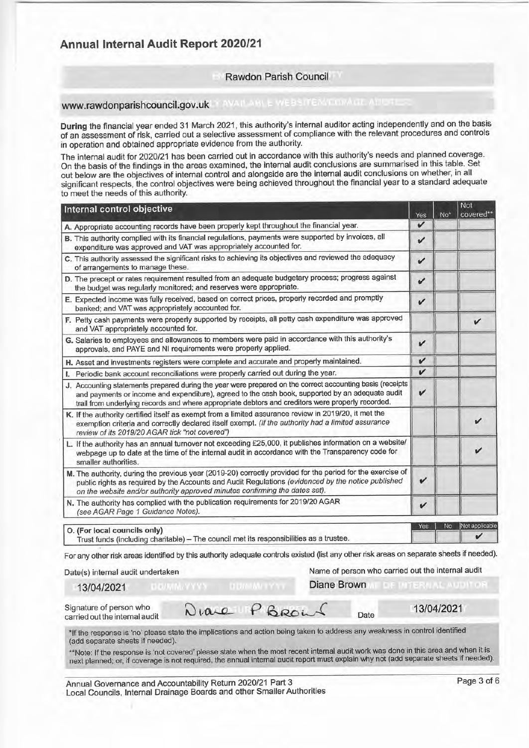# Annual Internal Audit Report 2020/21

Rawdon Parish Council

www.rawdonparishcouncil.gov.uk

**During** the financial year ended 31 March 2021, this authority's internal auditor acting independently and on the basis of an assessment of risk, carried out a selective assessment of compliance with the relevant procedures and controls in operation and obtained appropriate evidence from the authority.

The internal audit for 2020/21 has been carried out in accordance with this authority's needs and planned coverage. On the basis of the findings in the areas examined, the internal audit conclusions are summarised in this table. Set out below are the objectives of internal control and alongside are the internal audit conclusions on whether, in all significant respects, the control objectives were being achieved throughout the financial year to a standard adequate to meet the needs of this authority.

| Internal control objective | Yes | No* | Not covered** |
|---|---|---|---|
| A. Appropriate accounting records have been properly kept throughout the financial year. | ✔ | | |
| B. This authority complied with its financial regulations, payments were supported by invoices, all expenditure was approved and VAT was appropriately accounted for. | ✔ | | |
| C. This authority assessed the significant risks to achieving its objectives and reviewed the adequacy of arrangements to manage these. | ✔ | | |
| D. The precept or rates requirement resulted from an adequate budgetary process; progress against the budget was regularly monitored; and reserves were appropriate. | ✔ | | |
| E. Expected income was fully received, based on correct prices, properly recorded and promptly banked; and VAT was appropriately accounted for. | ✔ | | |
| F. Petty cash payments were properly supported by receipts, all petty cash expenditure was approved and VAT appropriately accounted for. | | | ✔ |
| G. Salaries to employees and allowances to members were paid in accordance with this authority's approvals, and PAYE and NI requirements were properly applied. | ✔ | | |
| H. Asset and investments registers were complete and accurate and properly maintained. | ✔ | | |
| I. Periodic bank account reconciliations were properly carried out during the year. | ✔ | | |
| J. Accounting statements prepared during the year were prepared on the correct accounting basis (receipts and payments or income and expenditure), agreed to the cash book, supported by an adequate audit trail from underlying records and where appropriate debtors and creditors were properly recorded. | ✔ | | |
| K. If the authority certified itself as exempt from a limited assurance review in 2019/20, it met the exemption criteria and correctly declared itself exempt. *(If the authority had a limited assurance review of its 2019/20 AGAR tick "not covered")* | | | ✔ |
| L. If the authority has an annual turnover not exceeding £25,000, it publishes information on a website/ webpage up to date at the time of the internal audit in accordance with the Transparency code for smaller authorities. | | | ✔ |
| M. The authority, during the previous year (2019-20) correctly provided for the period for the exercise of public rights as required by the Accounts and Audit Regulations *(evidenced by the notice published on the website and/or authority approved minutes confirming the dates set).* | ✔ | | |
| N. The authority has complied with the publication requirements for 2019/20 AGAR *(see AGAR Page 1 Guidance Notes).* | ✔ | | |

| O. (For local councils only) | Yes | No | Not applicable |
|---|---|---|---|
| Trust funds (including charitable) – The council met its responsibilities as a trustee. | | | ✔ |

For any other risk areas identified by this authority adequate controls existed (list any other risk areas on separate sheets if needed).

Date(s) internal audit undertaken: 13/04/2021

Name of person who carried out the internal audit: Diane Brown

Signature of person who carried out the internal audit: *Diane P Brown*

Date: 13/04/2021

*If the response is 'no' please state the implications and action being taken to address any weakness in control identified (add separate sheets if needed).

**Note: If the response is 'not covered' please state when the most recent internal audit work was done in this area and when it is next planned; or, if coverage is not required, the annual internal audit report must explain why not (add separate sheets if needed).

Annual Governance and Accountability Return 2020/21 Part 3
Local Councils, Internal Drainage Boards and other Smaller Authorities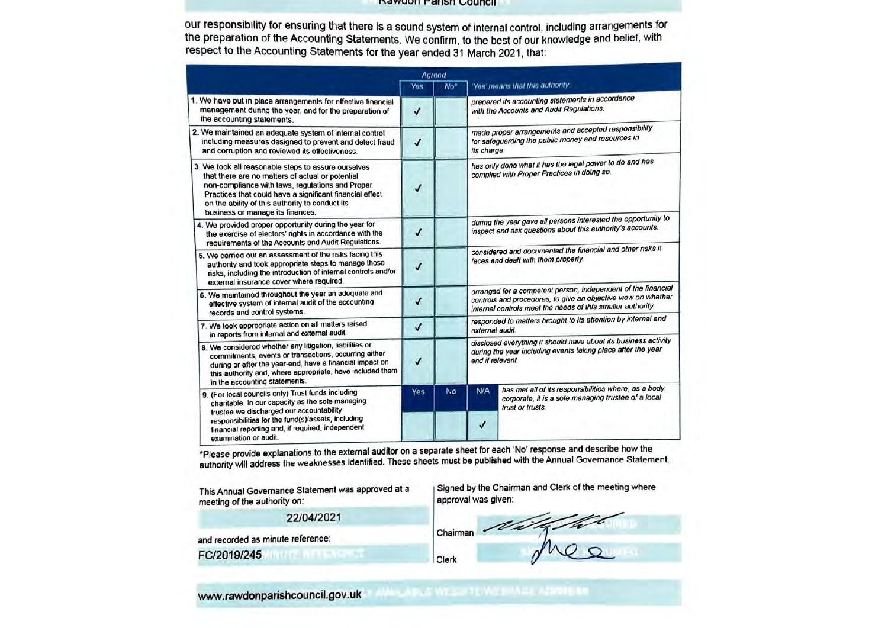our responsibility for ensuring that there is a sound system of internal control, including arrangements for the preparation of the Accounting Statements. We confirm, to the best of our knowledge and belief, with respect to the Accounting Statements for the year ended 31 March 2021, that:

| | Agreed | | | 'Yes' means that this authority |
|---|---|---|---|---|
| | Yes | No* | | |
| 1. We have put in place arrangements for effective financial management during the year, and for the preparation of the accounting statements. | ✓ | | | prepared its accounting statements in accordance with the Accounts and Audit Regulations. |
| 2. We maintained an adequate system of internal control including measures designed to prevent and detect fraud and corruption and reviewed its effectiveness. | ✓ | | | made proper arrangements and accepted responsibility for safeguarding the public money and resources in its charge. |
| 3. We took all reasonable steps to assure ourselves that there are no matters of actual or potential non-compliance with laws, regulations and Proper Practices that could have a significant financial effect on the ability of this authority to conduct its business or manage its finances. | ✓ | | | has only done what it has the legal power to do and has complied with Proper Practices in doing so. |
| 4. We provided proper opportunity during the year for the exercise of electors' rights in accordance with the requirements of the Accounts and Audit Regulations. | ✓ | | | during the year gave all persons interested the opportunity to inspect and ask questions about this authority's accounts. |
| 5. We carried out an assessment of the risks facing this authority and took appropriate steps to manage those risks, including the introduction of internal controls and/or external insurance cover where required. | ✓ | | | considered and documented the financial and other risks it faces and dealt with them properly. |
| 6. We maintained throughout the year an adequate and effective system of internal audit of the accounting records and control systems. | ✓ | | | arranged for a competent person, independent of the financial controls and procedures, to give an objective view on whether internal controls meet the needs of this smaller authority. |
| 7. We took appropriate action on all matters raised in reports from internal and external audit. | ✓ | | | responded to matters brought to its attention by internal and external audit. |
| 8. We considered whether any litigation, liabilities or commitments, events or transactions, occurring either during or after the year-end, have a financial impact on this authority and, where appropriate, have included them in the accounting statements. | ✓ | | | disclosed everything it should have about its business activity during the year including events taking place after the year end if relevant. |
| 9. (For local councils only) Trust funds including charitable. In our capacity as the sole managing trustee we discharged our accountability responsibilities for the fund(s)/assets, including financial reporting and, if required, independent examination or audit. | Yes | No | N/A | has met all of its responsibilities where, as a body corporate, it is a sole managing trustee of a local trust or trusts. |
| | | | ✓ | |

*Please provide explanations to the external auditor on a separate sheet for each 'No' response and describe how the authority will address the weaknesses identified. These sheets must be published with the Annual Governance Statement.

This Annual Governance Statement was approved at a meeting of the authority on:

22/04/2021

and recorded as minute reference:

FC/2019/245

Signed by the Chairman and Clerk of the meeting where approval was given:

Chairman [signature]

Clerk [signature]

www.rawdonparishcouncil.gov.uk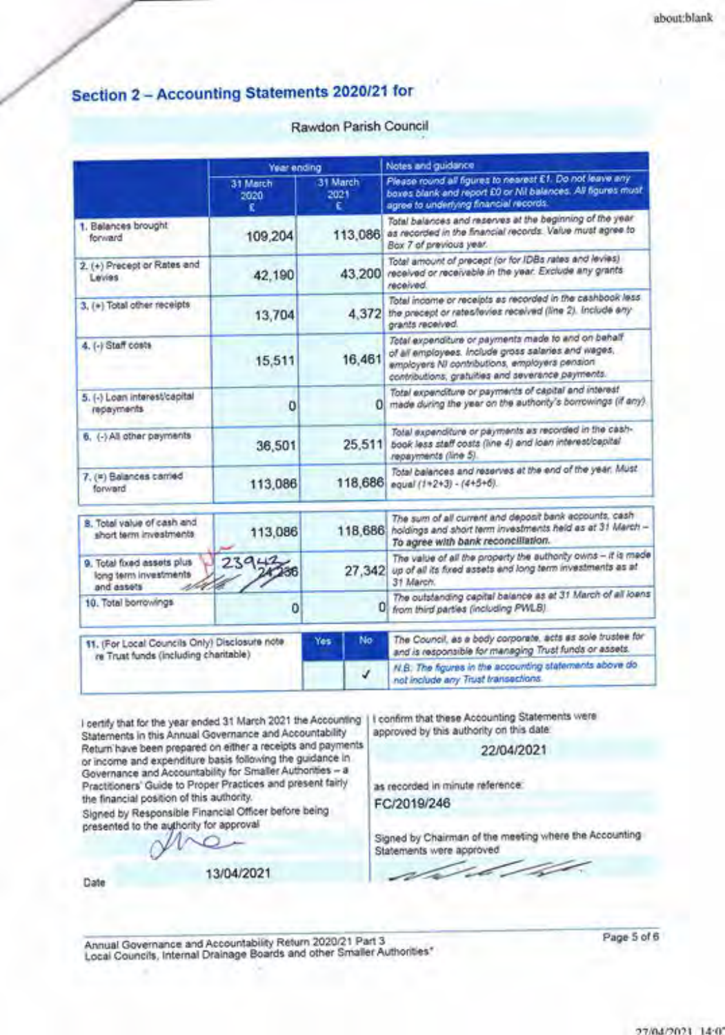## Section 2 – Accounting Statements 2020/21 for

Rawdon Parish Council

| | Year ending | | Notes and guidance |
|---|---|---|---|
| | 31 March 2020 £ | 31 March 2021 £ | *Please round all figures to nearest £1. Do not leave any boxes blank and report £0 or Nil balances. All figures must agree to underlying financial records.* |
| 1. Balances brought forward | 109,204 | 113,086 | Total balances and reserves at the beginning of the year as recorded in the financial records. Value must agree to Box 7 of previous year. |
| 2. (+) Precept or Rates and Levies | 42,190 | 43,200 | Total amount of precept (or for IDBs rates and levies) received or receivable in the year. Exclude any grants received. |
| 3. (+) Total other receipts | 13,704 | 4,372 | Total income or receipts as recorded in the cashbook less the precept or rates/levies received (line 2). Include any grants received. |
| 4. (-) Staff costs | 15,511 | 16,461 | Total expenditure or payments made to and on behalf of all employees. Include gross salaries and wages, employers NI contributions, employers pension contributions, gratuities and severance payments. |
| 5. (-) Loan interest/capital repayments | 0 | 0 | Total expenditure or payments of capital and interest made during the year on the authority's borrowings (if any). |
| 6. (-) All other payments | 36,501 | 25,511 | Total expenditure or payments as recorded in the cash-book less staff costs (line 4) and loan interest/capital repayments (line 5). |
| 7. (=) Balances carried forward | 113,086 | 118,686 | Total balances and reserves at the end of the year. Must equal (1+2+3) - (4+5+6). |
| 8. Total value of cash and short term investments | 113,086 | 118,686 | The sum of all current and deposit bank accounts, cash holdings and short term investments held as at 31 March – To agree with bank reconciliation. |
| 9. Total fixed assets plus long term investments and assets | ~~24,236~~ 23943 | 27,342 | The value of all the property the authority owns – it is made up of all its fixed assets and long term investments as at 31 March. |
| 10. Total borrowings | 0 | 0 | The outstanding capital balance as at 31 March of all loans from third parties (including PWLB). |

| 11. (For Local Councils Only) Disclosure note re Trust funds (including charitable) | Yes | No | The Council, as a body corporate, acts as sole trustee for and is responsible for managing Trust funds or assets. |
|---|---|---|---|
| | | ✓ | *N.B. The figures in the accounting statements above do not include any Trust transactions.* |

I certify that for the year ended 31 March 2021 the Accounting Statements in this Annual Governance and Accountability Return have been prepared on either a receipts and payments or income and expenditure basis following the guidance in Governance and Accountability for Smaller Authorities – a Practitioners' Guide to Proper Practices and present fairly the financial position of this authority.

Signed by Responsible Financial Officer before being presented to the authority for approval

[signature]

Date 13/04/2021

I confirm that these Accounting Statements were approved by this authority on this date:

22/04/2021

as recorded in minute reference:

FC/2019/246

Signed by Chairman of the meeting where the Accounting Statements were approved

[signature]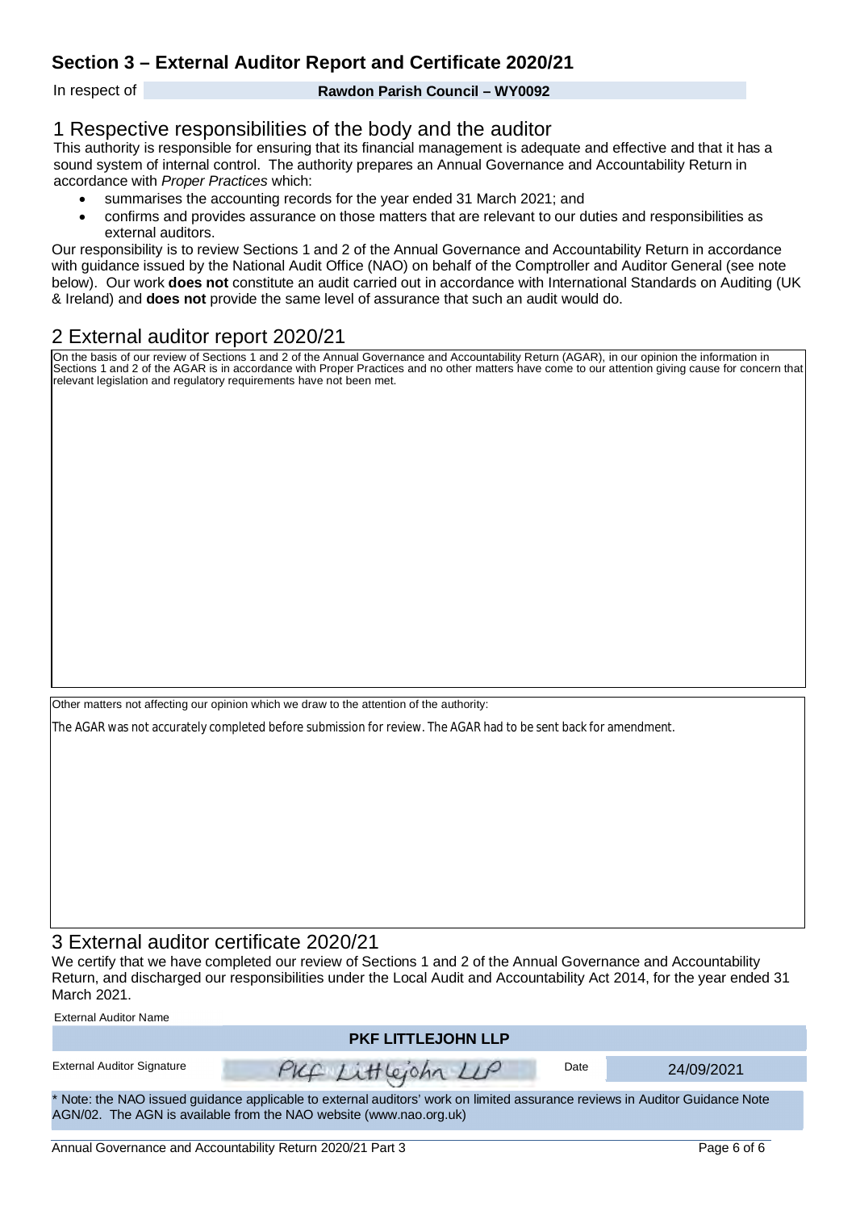## Section 3 – External Auditor Report and Certificate 2020/21

In respect of **Rawdon Parish Council – WY0092**

### 1 Respective responsibilities of the body and the auditor

This authority is responsible for ensuring that its financial management is adequate and effective and that it has a sound system of internal control. The authority prepares an Annual Governance and Accountability Return in accordance with *Proper Practices* which:

- summarises the accounting records for the year ended 31 March 2021; and
- confirms and provides assurance on those matters that are relevant to our duties and responsibilities as external auditors.

Our responsibility is to review Sections 1 and 2 of the Annual Governance and Accountability Return in accordance with guidance issued by the National Audit Office (NAO) on behalf of the Comptroller and Auditor General (see note below). Our work **does not** constitute an audit carried out in accordance with International Standards on Auditing (UK & Ireland) and **does not** provide the same level of assurance that such an audit would do.

### 2 External auditor report 2020/21

On the basis of our review of Sections 1 and 2 of the Annual Governance and Accountability Return (AGAR), in our opinion the information in Sections 1 and 2 of the AGAR is in accordance with Proper Practices and no other matters have come to our attention giving cause for concern that relevant legislation and regulatory requirements have not been met.

Other matters not affecting our opinion which we draw to the attention of the authority:

The AGAR was not accurately completed before submission for review. The AGAR had to be sent back for amendment.

### 3 External auditor certificate 2020/21

We certify that we have completed our review of Sections 1 and 2 of the Annual Governance and Accountability Return, and discharged our responsibilities under the Local Audit and Accountability Act 2014, for the year ended 31 March 2021.

External Auditor Name

**PKF LITTLEJOHN LLP**

External Auditor Signature: PKF Littlejohn LLP

Date: 24/09/2021

\* Note: the NAO issued guidance applicable to external auditors' work on limited assurance reviews in Auditor Guidance Note AGN/02. The AGN is available from the NAO website (www.nao.org.uk)

Annual Governance and Accountability Return 2020/21 Part 3